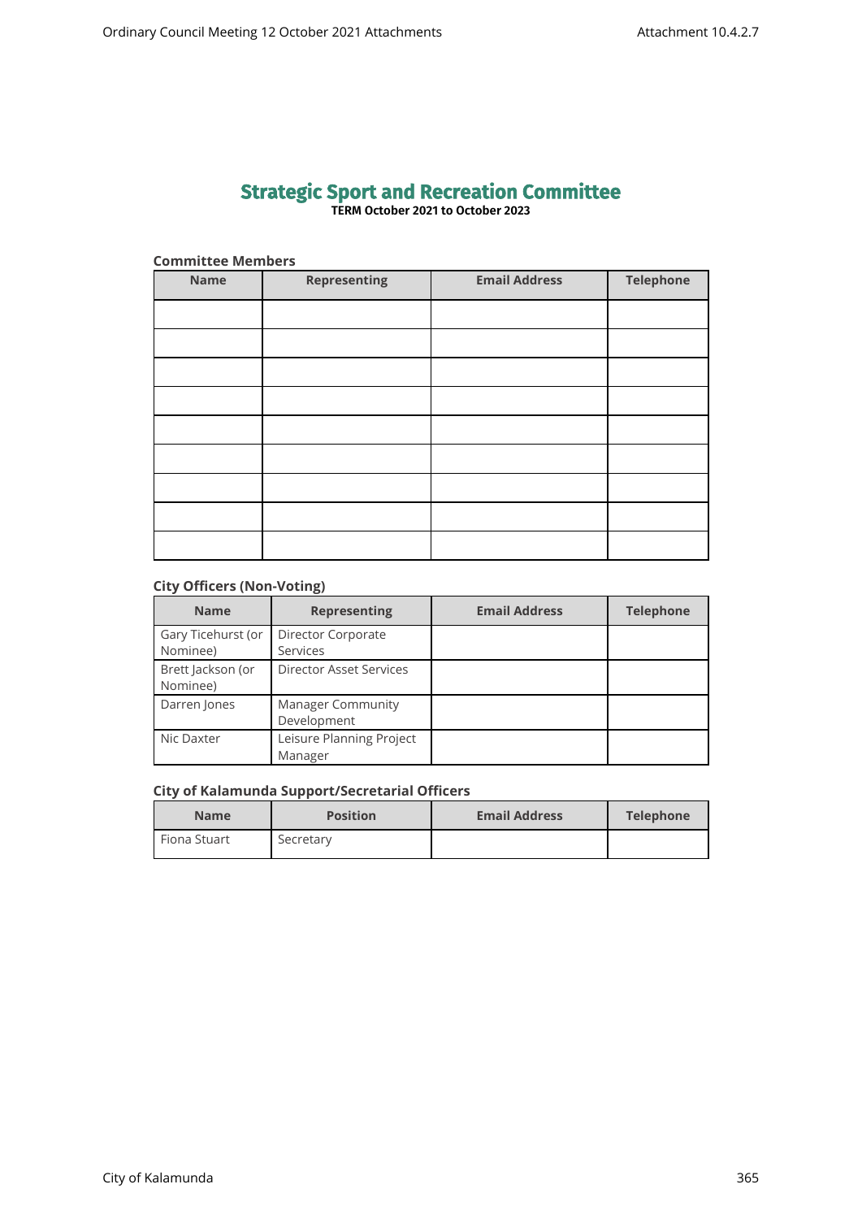# Strategic Sport and Recreation Committee

**TERM October 2021 to October 2023**

**Committee Members**

| Name | Representing | Email Address | Telephone |
|---|---|---|---|
| | | | |
| | | | |
| | | | |
| | | | |
| | | | |
| | | | |
| | | | |
| | | | |
| | | | |

**City Officers (Non-Voting)**

| Name | Representing | Email Address | Telephone |
|---|---|---|---|
| Gary Ticehurst (or Nominee) | Director Corporate Services | | |
| Brett Jackson (or Nominee) | Director Asset Services | | |
| Darren Jones | Manager Community Development | | |
| Nic Daxter | Leisure Planning Project Manager | | |

**City of Kalamunda Support/Secretarial Officers**

| Name | Position | Email Address | Telephone |
|---|---|---|---|
| Fiona Stuart | Secretary | | |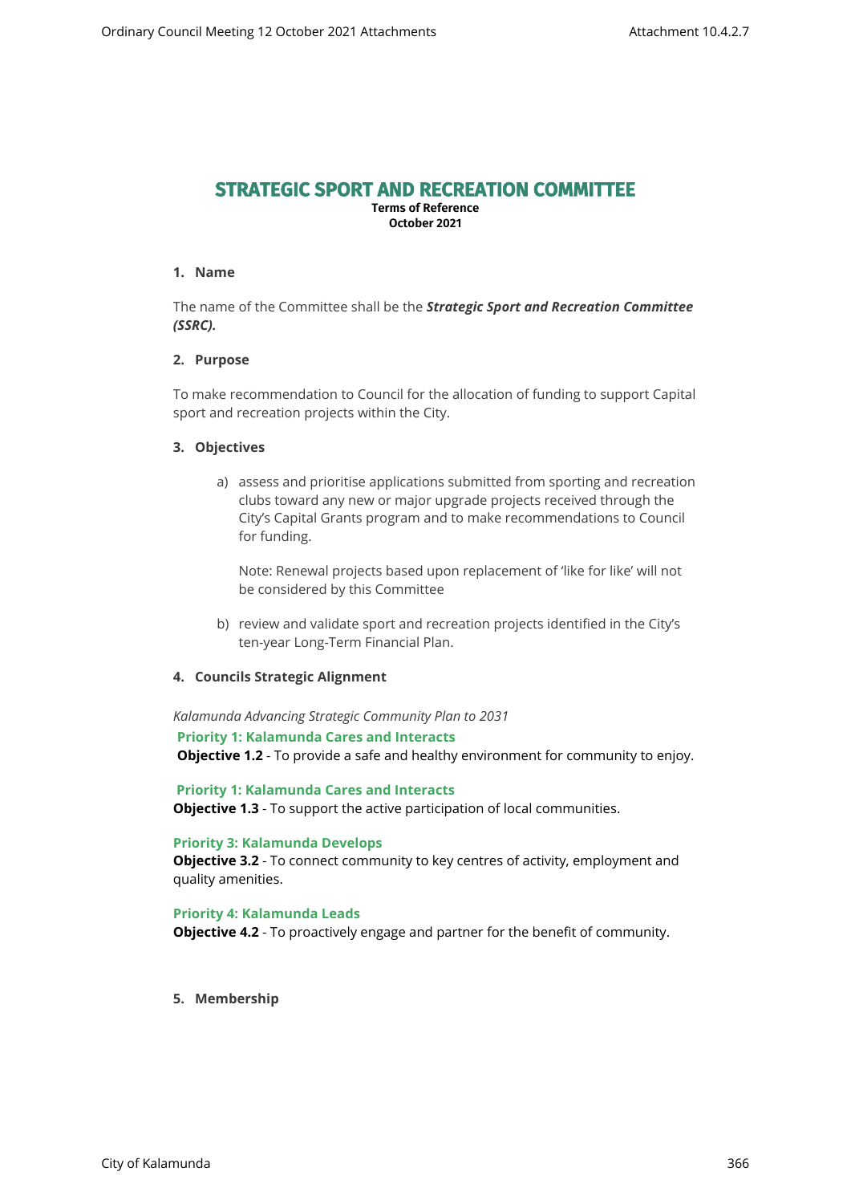# STRATEGIC SPORT AND RECREATION COMMITTEE

**Terms of Reference**
**October 2021**

## 1. Name

The name of the Committee shall be the ***Strategic Sport and Recreation Committee (SSRC).***

## 2. Purpose

To make recommendation to Council for the allocation of funding to support Capital sport and recreation projects within the City.

## 3. Objectives

a) assess and prioritise applications submitted from sporting and recreation clubs toward any new or major upgrade projects received through the City's Capital Grants program and to make recommendations to Council for funding.

   Note: Renewal projects based upon replacement of 'like for like' will not be considered by this Committee

b) review and validate sport and recreation projects identified in the City's ten-year Long-Term Financial Plan.

## 4. Councils Strategic Alignment

*Kalamunda Advancing Strategic Community Plan to 2031*

**Priority 1: Kalamunda Cares and Interacts**
**Objective 1.2** - To provide a safe and healthy environment for community to enjoy.

**Priority 1: Kalamunda Cares and Interacts**
**Objective 1.3** - To support the active participation of local communities.

**Priority 3: Kalamunda Develops**
**Objective 3.2** - To connect community to key centres of activity, employment and quality amenities.

**Priority 4: Kalamunda Leads**
**Objective 4.2** - To proactively engage and partner for the benefit of community.

## 5. Membership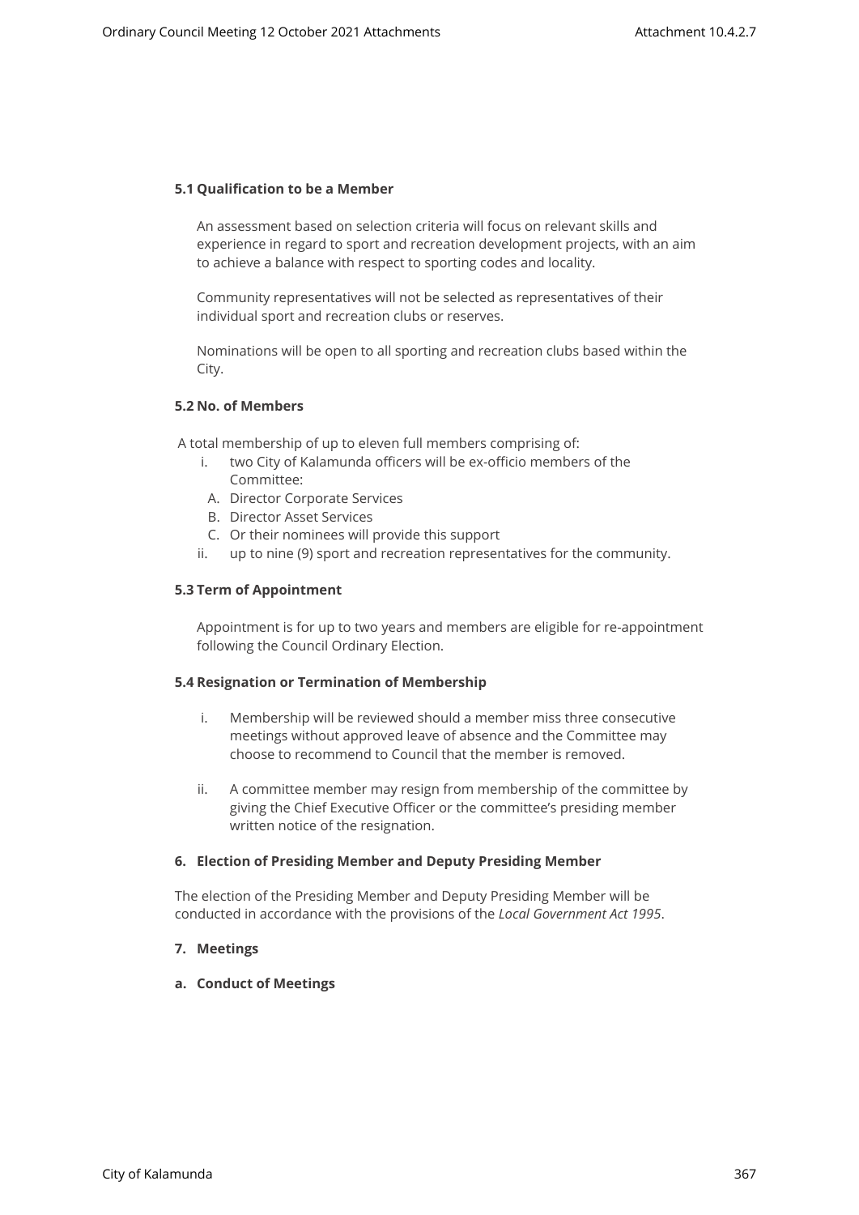### 5.1 Qualification to be a Member

An assessment based on selection criteria will focus on relevant skills and experience in regard to sport and recreation development projects, with an aim to achieve a balance with respect to sporting codes and locality.

Community representatives will not be selected as representatives of their individual sport and recreation clubs or reserves.

Nominations will be open to all sporting and recreation clubs based within the City.

### 5.2 No. of Members

A total membership of up to eleven full members comprising of:

- i. two City of Kalamunda officers will be ex-officio members of the Committee:
  - A. Director Corporate Services
  - B. Director Asset Services
  - C. Or their nominees will provide this support
- ii. up to nine (9) sport and recreation representatives for the community.

### 5.3 Term of Appointment

Appointment is for up to two years and members are eligible for re-appointment following the Council Ordinary Election.

### 5.4 Resignation or Termination of Membership

- i. Membership will be reviewed should a member miss three consecutive meetings without approved leave of absence and the Committee may choose to recommend to Council that the member is removed.

- ii. A committee member may resign from membership of the committee by giving the Chief Executive Officer or the committee's presiding member written notice of the resignation.

## 6. Election of Presiding Member and Deputy Presiding Member

The election of the Presiding Member and Deputy Presiding Member will be conducted in accordance with the provisions of the *Local Government Act 1995*.

## 7. Meetings

### a. Conduct of Meetings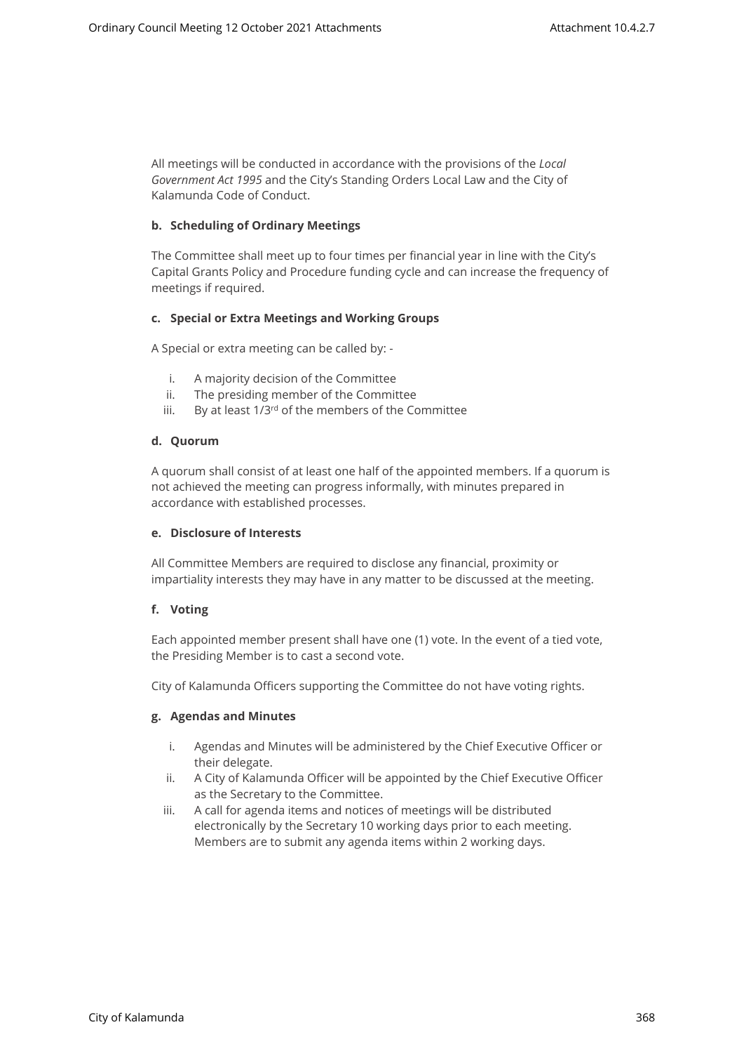All meetings will be conducted in accordance with the provisions of the *Local Government Act 1995* and the City's Standing Orders Local Law and the City of Kalamunda Code of Conduct.

#### b. Scheduling of Ordinary Meetings

The Committee shall meet up to four times per financial year in line with the City's Capital Grants Policy and Procedure funding cycle and can increase the frequency of meetings if required.

#### c. Special or Extra Meetings and Working Groups

A Special or extra meeting can be called by: -

i. A majority decision of the Committee
ii. The presiding member of the Committee
iii. By at least 1/3rd of the members of the Committee

#### d. Quorum

A quorum shall consist of at least one half of the appointed members. If a quorum is not achieved the meeting can progress informally, with minutes prepared in accordance with established processes.

#### e. Disclosure of Interests

All Committee Members are required to disclose any financial, proximity or impartiality interests they may have in any matter to be discussed at the meeting.

#### f. Voting

Each appointed member present shall have one (1) vote. In the event of a tied vote, the Presiding Member is to cast a second vote.

City of Kalamunda Officers supporting the Committee do not have voting rights.

#### g. Agendas and Minutes

i. Agendas and Minutes will be administered by the Chief Executive Officer or their delegate.
ii. A City of Kalamunda Officer will be appointed by the Chief Executive Officer as the Secretary to the Committee.
iii. A call for agenda items and notices of meetings will be distributed electronically by the Secretary 10 working days prior to each meeting. Members are to submit any agenda items within 2 working days.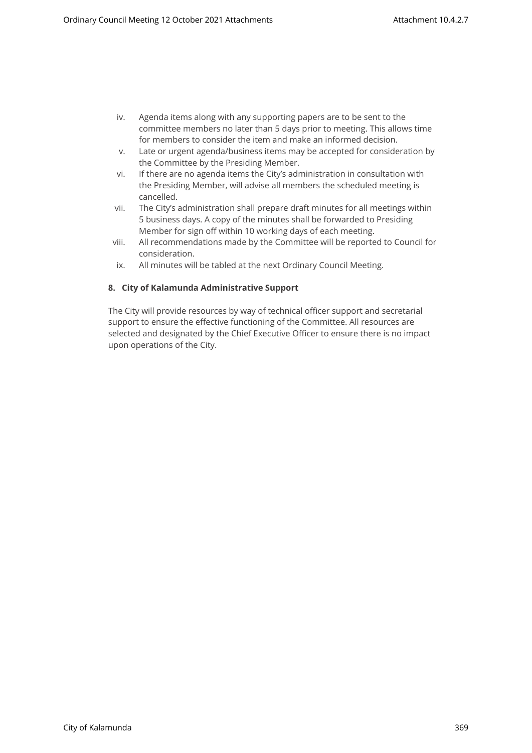iv. Agenda items along with any supporting papers are to be sent to the committee members no later than 5 days prior to meeting. This allows time for members to consider the item and make an informed decision.
v. Late or urgent agenda/business items may be accepted for consideration by the Committee by the Presiding Member.
vi. If there are no agenda items the City's administration in consultation with the Presiding Member, will advise all members the scheduled meeting is cancelled.
vii. The City's administration shall prepare draft minutes for all meetings within 5 business days. A copy of the minutes shall be forwarded to Presiding Member for sign off within 10 working days of each meeting.
viii. All recommendations made by the Committee will be reported to Council for consideration.
ix. All minutes will be tabled at the next Ordinary Council Meeting.

## 8. City of Kalamunda Administrative Support

The City will provide resources by way of technical officer support and secretarial support to ensure the effective functioning of the Committee. All resources are selected and designated by the Chief Executive Officer to ensure there is no impact upon operations of the City.